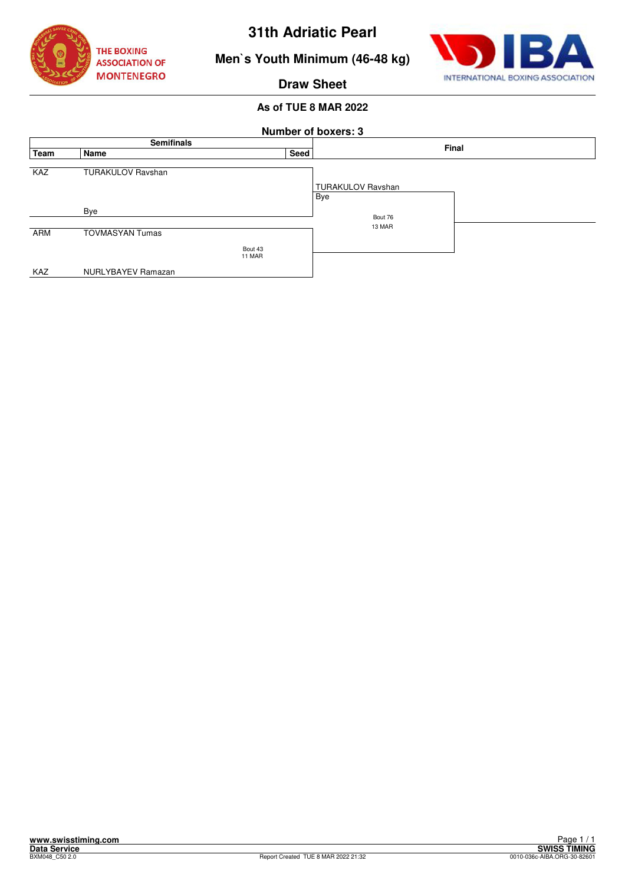# 31th Adriatic Pearl

## Men`s Youth Minimum (46-48 kg)

## Draw Sheet

**As of TUE 8 MAR 2022**

**Number of boxers: 3**

| Semifinals | | | Final |
|---|---|---|---|
| **Team** | **Name** | **Seed** | |
| KAZ | TURAKULOV Ravshan | | TURAKULOV Ravshan |
| | Bye | | Bye |
| ARM | TOVMASYAN Tumas | | Bout 76 13 MAR |
| | Bout 43 11 MAR | | |
| KAZ | NURLYBAYEV Ramazan | | |

www.swisstiming.com
Data Service
BXM048_C50 2.0

Report Created TUE 8 MAR 2022 21:32

SWISS TIMING
0010-036c-AIBA.ORG-30-82601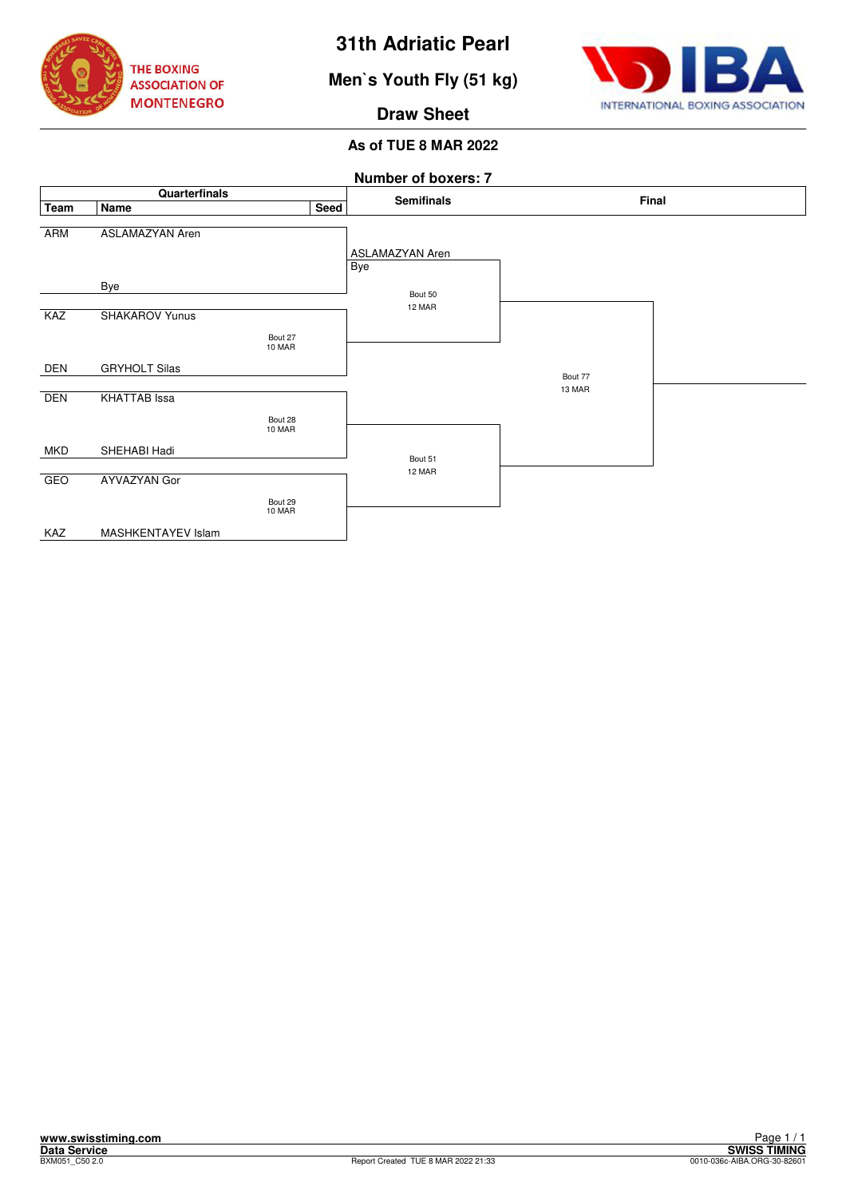# 31th Adriatic Pearl

## Men`s Youth Fly (51 kg)

### Draw Sheet

**As of TUE 8 MAR 2022**

**Number of boxers: 7**

| Team | Name | Seed | Quarterfinals Bout | Semifinals | Final |
|---|---|---|---|---|---|
| ARM | ASLAMAZYAN Aren | | | ASLAMAZYAN Aren | |
| | Bye | | | Bye | |
| | | | | Bout 50 12 MAR | |
| KAZ | SHAKAROV Yunus | | Bout 27 10 MAR | | |
| DEN | GRYHOLT Silas | | | | |
| | | | | | Bout 77 13 MAR |
| DEN | KHATTAB Issa | | Bout 28 10 MAR | | |
| MKD | SHEHABI Hadi | | | | |
| | | | | Bout 51 12 MAR | |
| GEO | AYVAZYAN Gor | | Bout 29 10 MAR | | |
| KAZ | MASHKENTAYEV Islam | | | | |

www.swisstiming.com
Data Service
BXM051_C50 2.0

Report Created TUE 8 MAR 2022 21:33

SWISS TIMING
0010-036c-AIBA.ORG-30-82601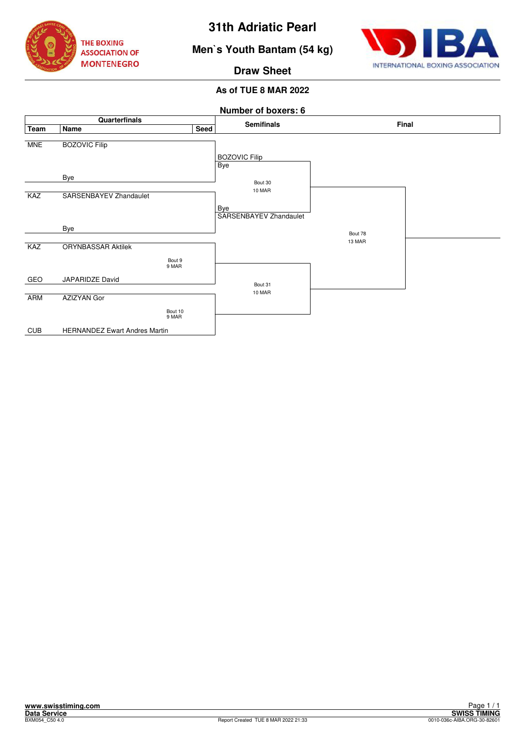# 31th Adriatic Pearl

## Men`s Youth Bantam (54 kg)

## Draw Sheet

**As of TUE 8 MAR 2022**

**Number of boxers: 6**

| Team | Name | Seed | Quarterfinals Bout | Semifinals | Final |
|---|---|---|---|---|---|
| MNE | BOZOVIC Filip | | | BOZOVIC Filip / Bye | |
| | Bye | | | Bout 30, 10 MAR | |
| KAZ | SARSENBAYEV Zhandaulet | | | Bye / SARSENBAYEV Zhandaulet | |
| | Bye | | | | Bout 78, 13 MAR |
| KAZ | ORYNBASSAR Aktilek | | Bout 9, 9 MAR | | |
| GEO | JAPARIDZE David | | | Bout 31, 10 MAR | |
| ARM | AZIZYAN Gor | | Bout 10, 9 MAR | | |
| CUB | HERNANDEZ Ewart Andres Martin | | | | |

www.swisstiming.com
Data Service
BXM054_C50 4.0

Report Created TUE 8 MAR 2022 21:33

SWISS TIMING
0010-036c-AIBA.ORG-30-82601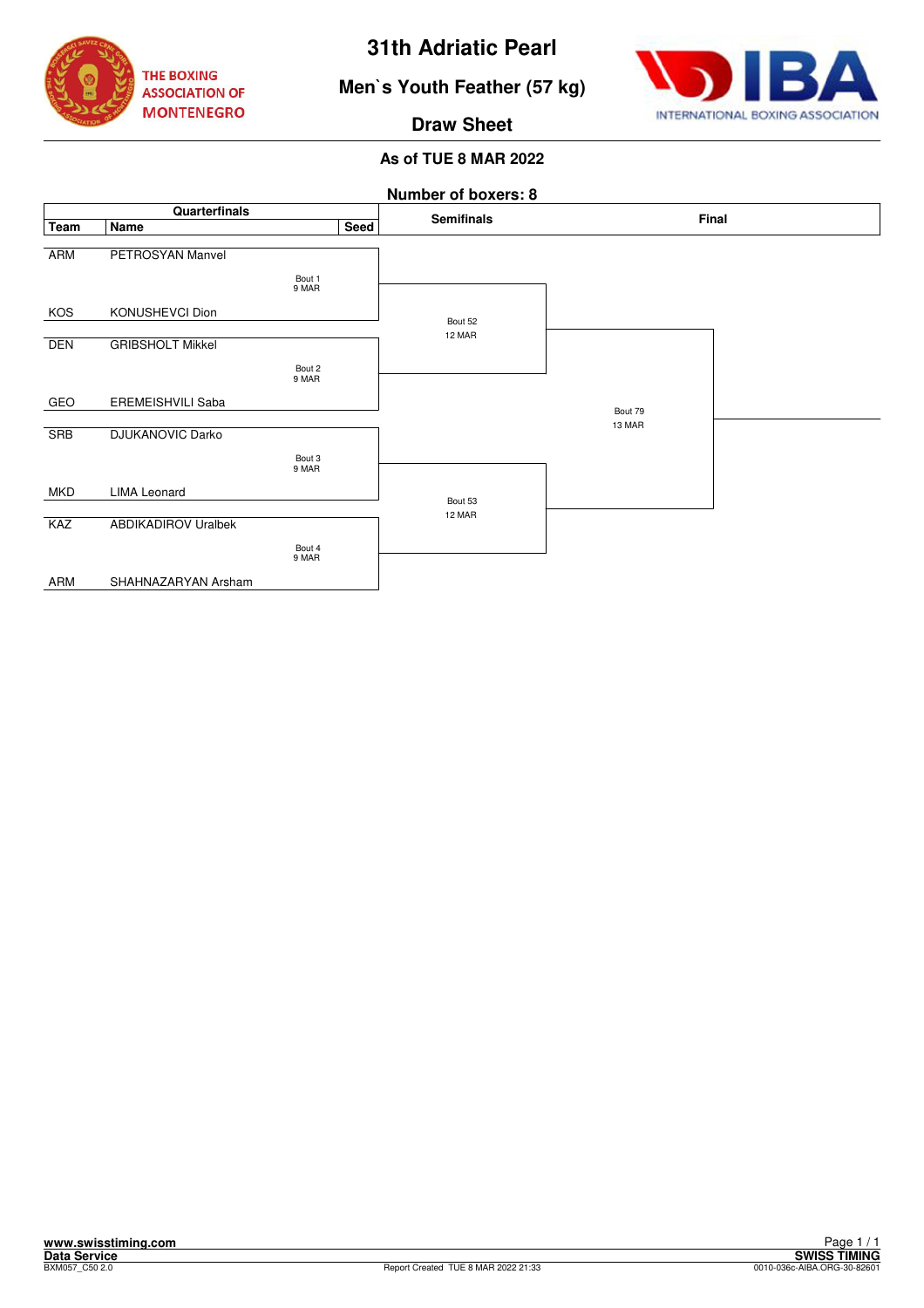# 31th Adriatic Pearl

## Men`s Youth Feather (57 kg)

### Draw Sheet

**As of TUE 8 MAR 2022**

**Number of boxers: 8**

**Quarterfinals**

| Team | Name | Seed | Bout |
|---|---|---|---|
| ARM | PETROSYAN Manvel | | Bout 1, 9 MAR |
| KOS | KONUSHEVCI Dion | | |
| DEN | GRIBSHOLT Mikkel | | Bout 2, 9 MAR |
| GEO | EREMEISHVILI Saba | | |
| SRB | DJUKANOVIC Darko | | Bout 3, 9 MAR |
| MKD | LIMA Leonard | | |
| KAZ | ABDIKADIROV Uralbek | | Bout 4, 9 MAR |
| ARM | SHAHNAZARYAN Arsham | | |

**Semifinals**

- Bout 52, 12 MAR (Winner Bout 1 vs Winner Bout 2)
- Bout 53, 12 MAR (Winner Bout 3 vs Winner Bout 4)

**Final**

- Bout 79, 13 MAR (Winner Bout 52 vs Winner Bout 53)

www.swisstiming.com
Data Service
BXM057_C50 2.0

Report Created TUE 8 MAR 2022 21:33

SWISS TIMING
0010-036c-AIBA.ORG-30-82601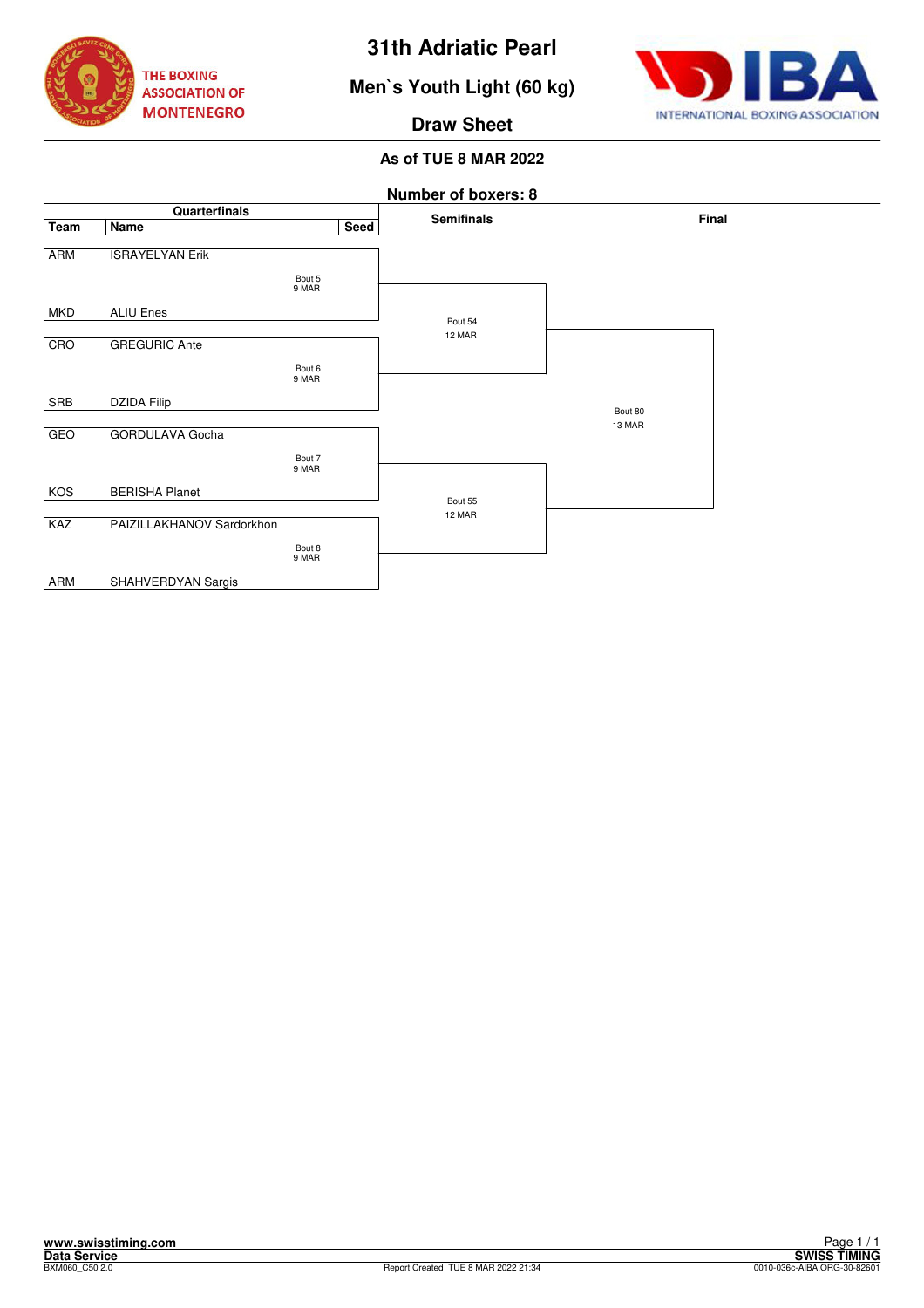# 31th Adriatic Pearl

## Men`s Youth Light (60 kg)

### Draw Sheet

**As of TUE 8 MAR 2022**

**Number of boxers: 8**

| Team | Name | Seed | Quarterfinals | Semifinals | Final |
|---|---|---|---|---|---|
| ARM | ISRAYELYAN Erik | | Bout 5, 9 MAR | Bout 54, 12 MAR | Bout 80, 13 MAR |
| MKD | ALIU Enes | | | | |
| CRO | GREGURIC Ante | | Bout 6, 9 MAR | | |
| SRB | DZIDA Filip | | | | |
| GEO | GORDULAVA Gocha | | Bout 7, 9 MAR | Bout 55, 12 MAR | |
| KOS | BERISHA Planet | | | | |
| KAZ | PAIZILLAKHANOV Sardorkhon | | Bout 8, 9 MAR | | |
| ARM | SHAHVERDYAN Sargis | | | | |

www.swisstiming.com
Data Service
BXM060_C50 2.0

Report Created TUE 8 MAR 2022 21:34

SWISS TIMING
0010-036c-AIBA.ORG-30-82601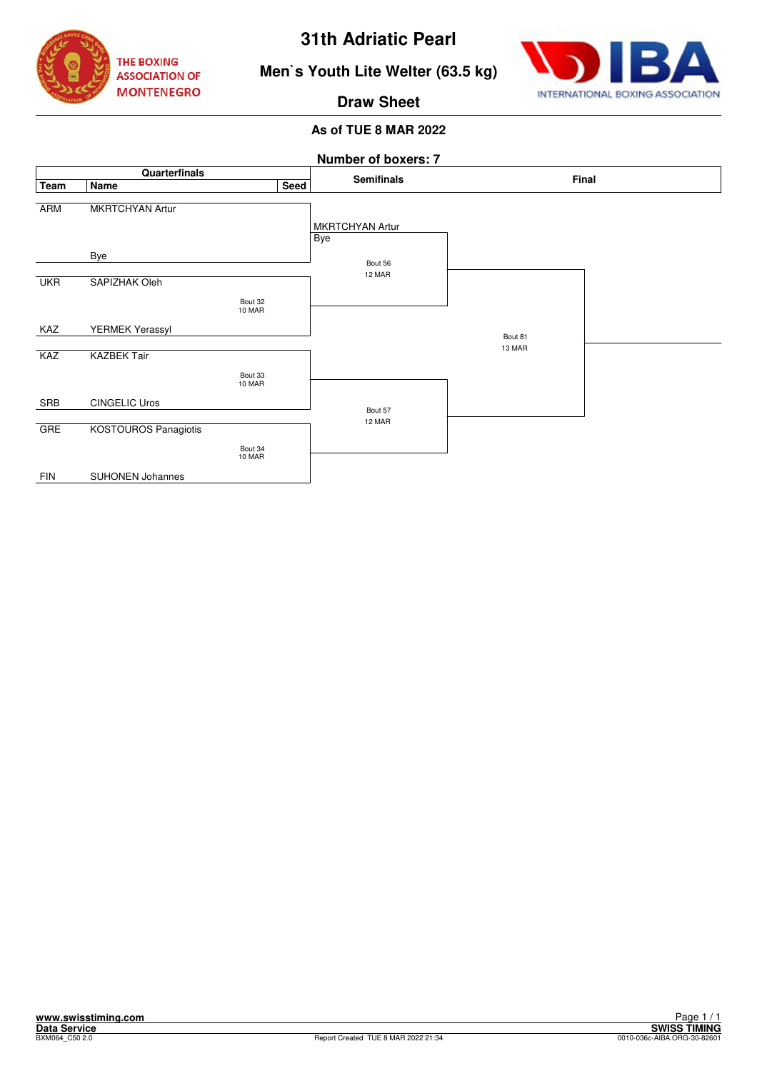# 31th Adriatic Pearl

THE BOXING ASSOCIATION OF MONTENEGRO

INTERNATIONAL BOXING ASSOCIATION

## Men`s Youth Lite Welter (63.5 kg)

## Draw Sheet

### As of TUE 8 MAR 2022

**Number of boxers: 7**

| Team | Name | Seed | Quarterfinals Bout | Semifinals | Final |
|---|---|---|---|---|---|
| ARM | MKRTCHYAN Artur | | | MKRTCHYAN Artur / Bye — Bout 56, 12 MAR | Bout 81, 13 MAR |
| | Bye | | | | |
| UKR | SAPIZHAK Oleh | | Bout 32, 10 MAR | | |
| KAZ | YERMEK Yerassyl | | | | |
| KAZ | KAZBEK Tair | | Bout 33, 10 MAR | Bout 57, 12 MAR | |
| SRB | CINGELIC Uros | | | | |
| GRE | KOSTOUROS Panagiotis | | Bout 34, 10 MAR | | |
| FIN | SUHONEN Johannes | | | | |

www.swisstiming.com
Data Service
BXM064_C50 2.0

Report Created TUE 8 MAR 2022 21:34

SWISS TIMING
0010-036c-AIBA.ORG-30-82601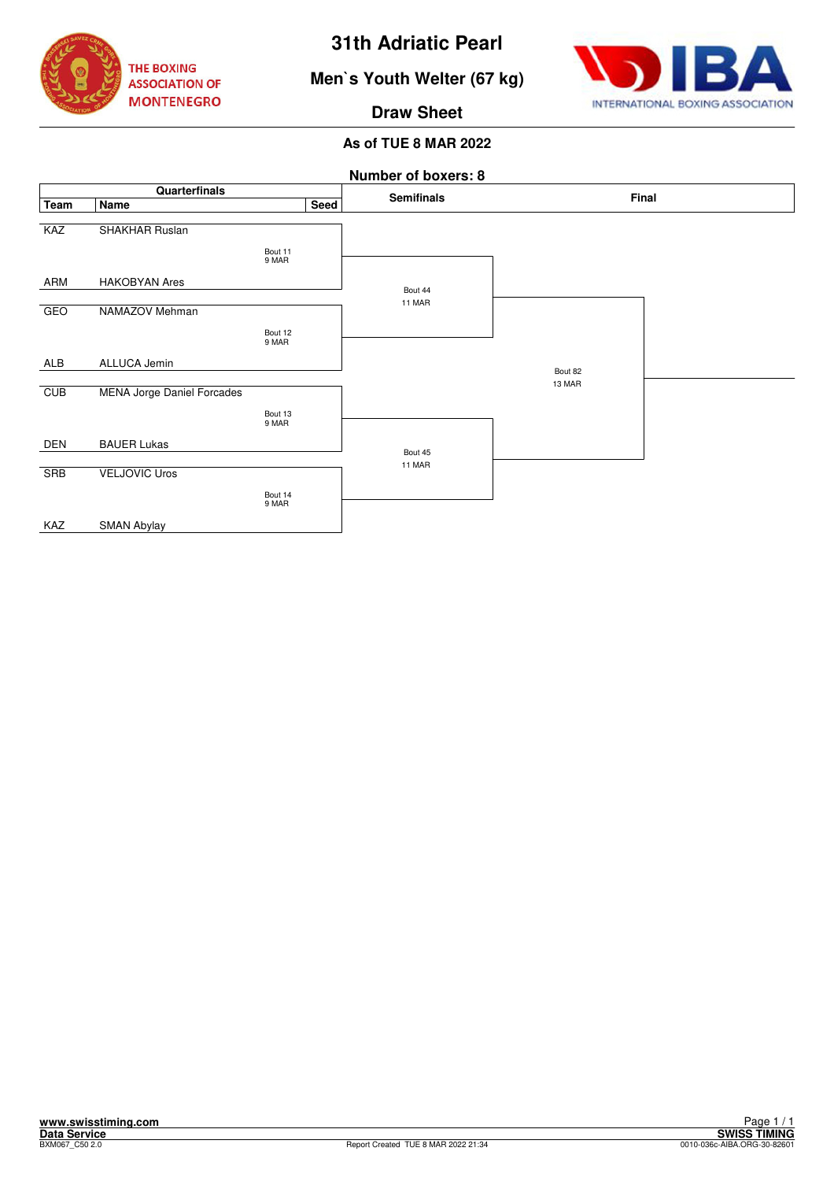# 31th Adriatic Pearl

## Men`s Youth Welter (67 kg)

### Draw Sheet

**As of TUE 8 MAR 2022**

**Number of boxers: 8**

| Team | Name | Seed | Quarterfinals | Semifinals | Final |
|---|---|---|---|---|---|
| KAZ | SHAKHAR Ruslan | | Bout 11, 9 MAR | Bout 44, 11 MAR | Bout 82, 13 MAR |
| ARM | HAKOBYAN Ares | | | | |
| GEO | NAMAZOV Mehman | | Bout 12, 9 MAR | | |
| ALB | ALLUCA Jemin | | | | |
| CUB | MENA Jorge Daniel Forcades | | Bout 13, 9 MAR | Bout 45, 11 MAR | |
| DEN | BAUER Lukas | | | | |
| SRB | VELJOVIC Uros | | Bout 14, 9 MAR | | |
| KAZ | SMAN Abylay | | | | |

www.swisstiming.com
Data Service
BXM067_C50 2.0
Report Created TUE 8 MAR 2022 21:34
SWISS TIMING
0010-036c-AIBA.ORG-30-82601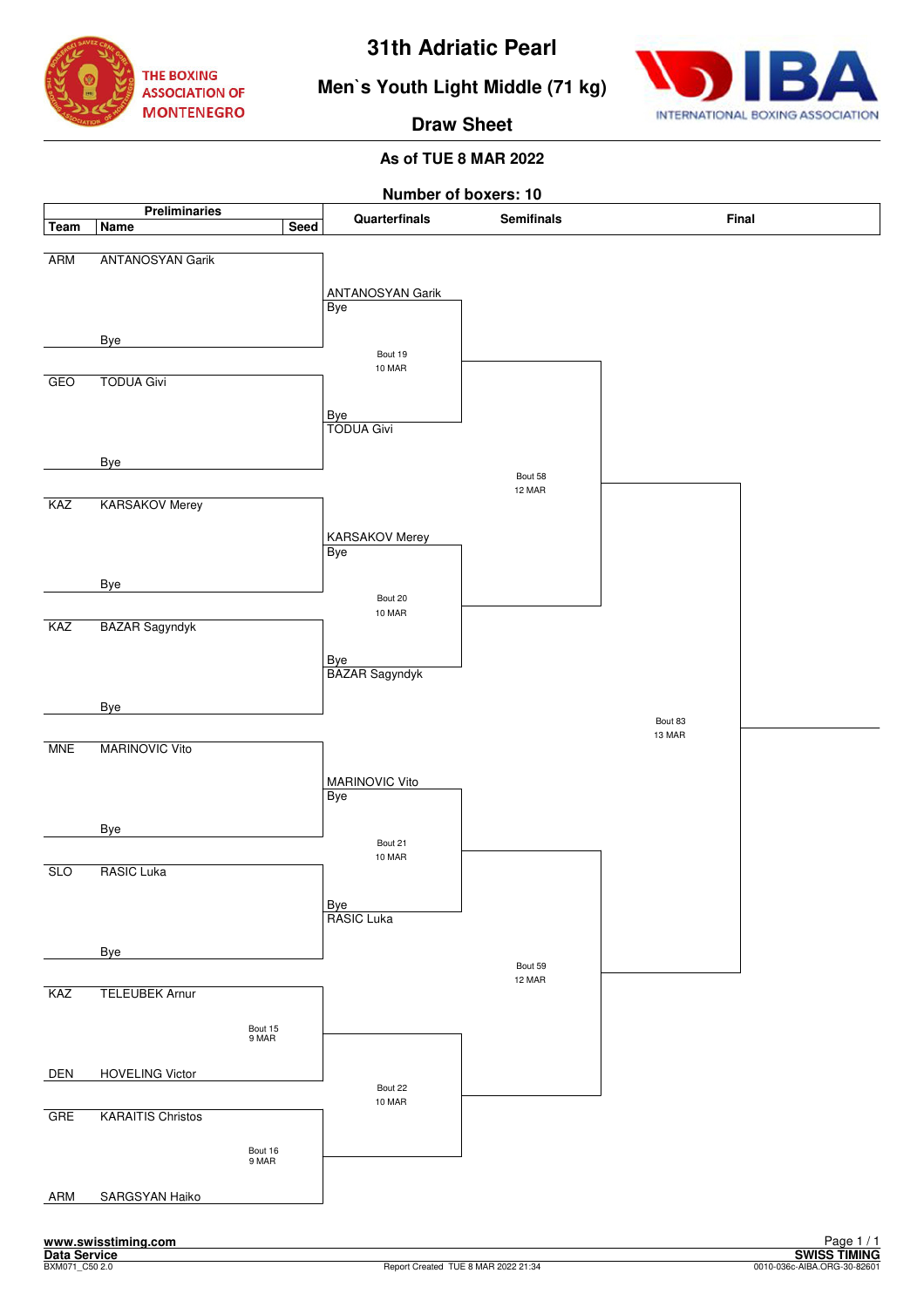# 31th Adriatic Pearl

## Men`s Youth Light Middle (71 kg)

## Draw Sheet

**As of TUE 8 MAR 2022**

**Number of boxers: 10**

### Preliminaries

| Team | Name | Seed | Bout |
|---|---|---|---|
| ARM | ANTANOSYAN Garik | | |
| | Bye | | |
| GEO | TODUA Givi | | |
| | Bye | | |
| KAZ | KARSAKOV Merey | | |
| | Bye | | |
| KAZ | BAZAR Sagyndyk | | |
| | Bye | | |
| MNE | MARINOVIC Vito | | |
| | Bye | | |
| SLO | RASIC Luka | | |
| | Bye | | |
| KAZ | TELEUBEK Arnur | | Bout 15, 9 MAR |
| DEN | HOVELING Victor | | |
| GRE | KARAITIS Christos | | Bout 16, 9 MAR |
| ARM | SARGSYAN Haiko | | |

### Quarterfinals

| Bout | Date | Corner 1 | Corner 2 |
|---|---|---|---|
| Bout 19 | 10 MAR | ANTANOSYAN Garik / Bye | Bye / TODUA Givi |
| Bout 20 | 10 MAR | KARSAKOV Merey / Bye | Bye / BAZAR Sagyndyk |
| Bout 21 | 10 MAR | MARINOVIC Vito / Bye | Bye / RASIC Luka |
| Bout 22 | 10 MAR | Winner Bout 15 | Winner Bout 16 |

### Semifinals

| Bout | Date | Participants |
|---|---|---|
| Bout 58 | 12 MAR | Winner Bout 19 vs Winner Bout 20 |
| Bout 59 | 12 MAR | Winner Bout 21 vs Winner Bout 22 |

### Final

| Bout | Date | Participants |
|---|---|---|
| Bout 83 | 13 MAR | Winner Bout 58 vs Winner Bout 59 |

www.swisstiming.com
Data Service
BXM071_C50 2.0

Report Created TUE 8 MAR 2022 21:34

SWISS TIMING
0010-036c-AIBA.ORG-30-82601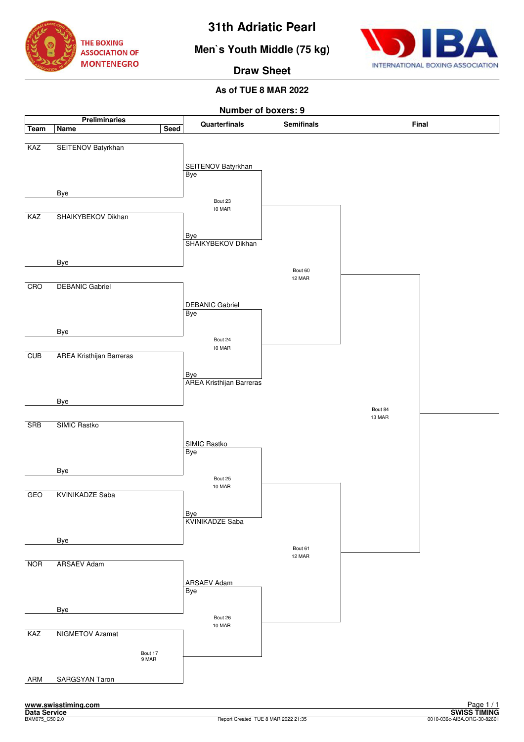# 31th Adriatic Pearl

## Men`s Youth Middle (75 kg)

## Draw Sheet

### As of TUE 8 MAR 2022

**Number of boxers: 9**

| Team | Name | Seed | Quarterfinals | Semifinals | Final |
|---|---|---|---|---|---|
| KAZ | SEITENOV Batyrkhan | | SEITENOV Batyrkhan | | |
| | Bye | | Bye | | |
| | | | Bout 23 10 MAR | | |
| KAZ | SHAIKYBEKOV Dikhan | | Bye | | |
| | Bye | | SHAIKYBEKOV Dikhan | | |
| | | | | Bout 60 12 MAR | |
| CRO | DEBANIC Gabriel | | DEBANIC Gabriel | | |
| | Bye | | Bye | | |
| | | | Bout 24 10 MAR | | |
| CUB | AREA Kristhijan Barreras | | Bye | | |
| | Bye | | AREA Kristhijan Barreras | | |
| | | | | | Bout 84 13 MAR |
| SRB | SIMIC Rastko | | SIMIC Rastko | | |
| | Bye | | Bye | | |
| | | | Bout 25 10 MAR | | |
| GEO | KVINIKADZE Saba | | Bye | | |
| | Bye | | KVINIKADZE Saba | | |
| | | | | Bout 61 12 MAR | |
| NOR | ARSAEV Adam | | ARSAEV Adam | | |
| | Bye | | Bye | | |
| | | | Bout 26 10 MAR | | |
| KAZ | NIGMETOV Azamat | Bout 17 9 MAR | | | |
| ARM | SARGSYAN Taron | | | | |

www.swisstiming.com
Data Service
BXM075_C50 2.0

Report Created TUE 8 MAR 2022 21:35

SWISS TIMING
0010-036c-AIBA.ORG-30-82601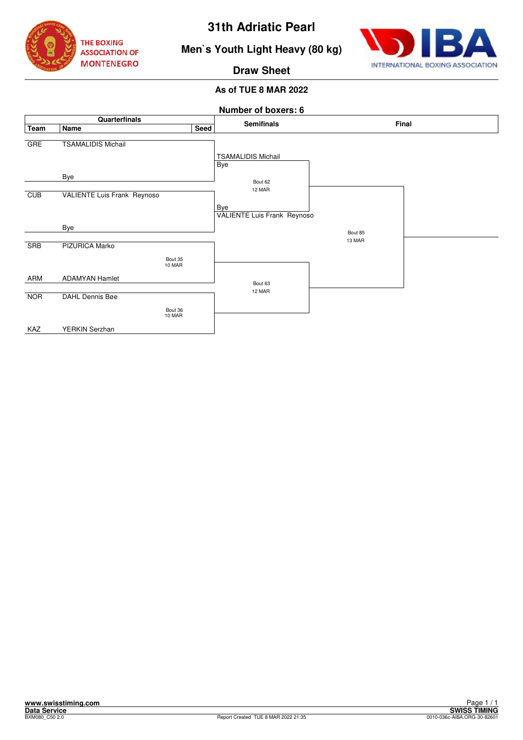# 31th Adriatic Pearl

## Men`s Youth Light Heavy (80 kg)

## Draw Sheet

**As of TUE 8 MAR 2022**

**Number of boxers: 6**

| Team | Name | Seed | Quarterfinals | Semifinals | Final |
|---|---|---|---|---|---|
| GRE | TSAMALIDIS Michail | | | TSAMALIDIS Michail / Bye | |
| | Bye | | | | |
| | | | | Bout 62 12 MAR | |
| CUB | VALIENTE Luis Frank Reynoso | | | Bye / VALIENTE Luis Frank Reynoso | |
| | Bye | | | | |
| | | | | | Bout 85 13 MAR |
| SRB | PIZURICA Marko | | Bout 35 10 MAR | | |
| ARM | ADAMYAN Hamlet | | | | |
| | | | | Bout 63 12 MAR | |
| NOR | DAHL Dennis Bøe | | Bout 36 10 MAR | | |
| KAZ | YERKIN Serzhan | | | | |

www.swisstiming.com
Data Service
BXM080_C50 2.0

Report Created TUE 8 MAR 2022 21:35

SWISS TIMING
0010-036c-AIBA.ORG-30-82601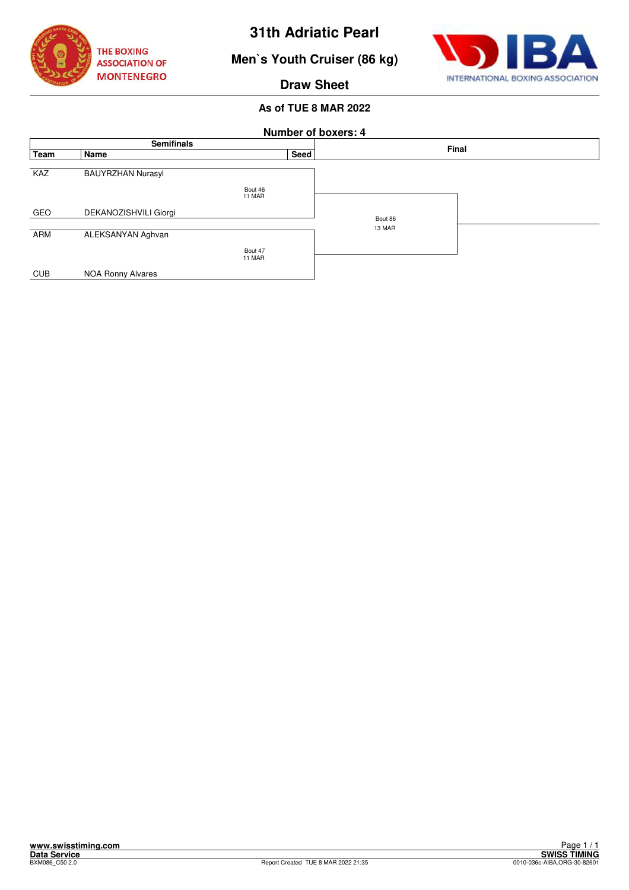# 31th Adriatic Pearl

## Men`s Youth Cruiser (86 kg)

## Draw Sheet

**As of TUE 8 MAR 2022**

**Number of boxers: 4**

| Team | Name | Seed | Semifinals | Final |
|---|---|---|---|---|
| KAZ | BAUYRZHAN Nurasyl | | Bout 46 11 MAR | Bout 86 13 MAR |
| GEO | DEKANOZISHVILI Giorgi | | | |
| ARM | ALEKSANYAN Aghvan | | Bout 47 11 MAR | |
| CUB | NOA Ronny Alvares | | | |

www.swisstiming.com
Data Service
BXM086_C50 2.0

Report Created TUE 8 MAR 2022 21:35

SWISS TIMING
0010-036c-AIBA.ORG-30-82601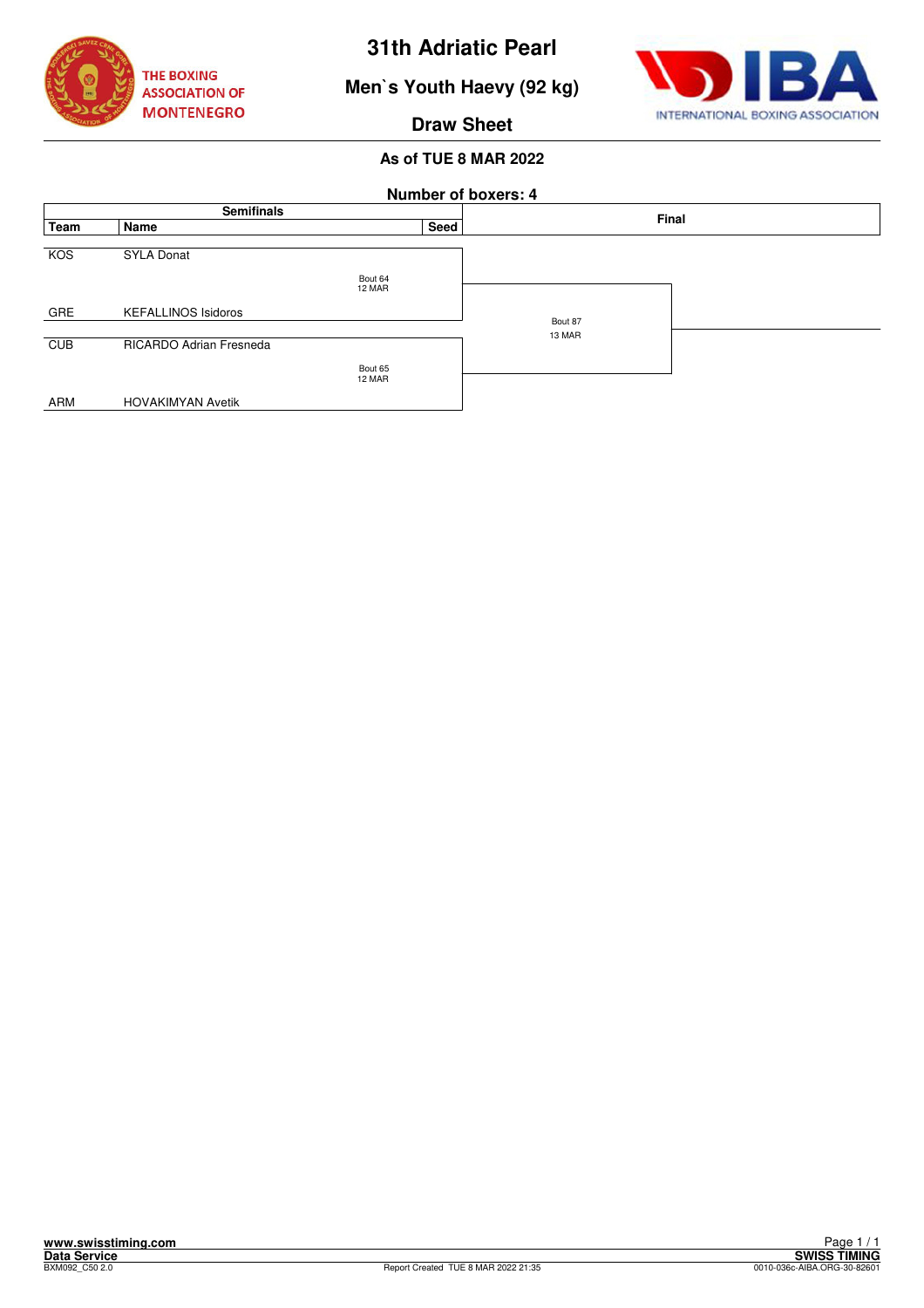# 31th Adriatic Pearl

## Men`s Youth Haevy (92 kg)

### Draw Sheet

**As of TUE 8 MAR 2022**

**Number of boxers: 4**

| Semifinals | | | | Final |
|---|---|---|---|---|
| **Team** | **Name** | | **Seed** | |
| KOS | SYLA Donat | | | |
| | | Bout 64 12 MAR | | |
| GRE | KEFALLINOS Isidoros | | | Bout 87 13 MAR |
| CUB | RICARDO Adrian Fresneda | | | |
| | | Bout 65 12 MAR | | |
| ARM | HOVAKIMYAN Avetik | | | |

www.swisstiming.com
Data Service
BXM092_C50 2.0

Report Created TUE 8 MAR 2022 21:35

SWISS TIMING
0010-036c-AIBA.ORG-30-82601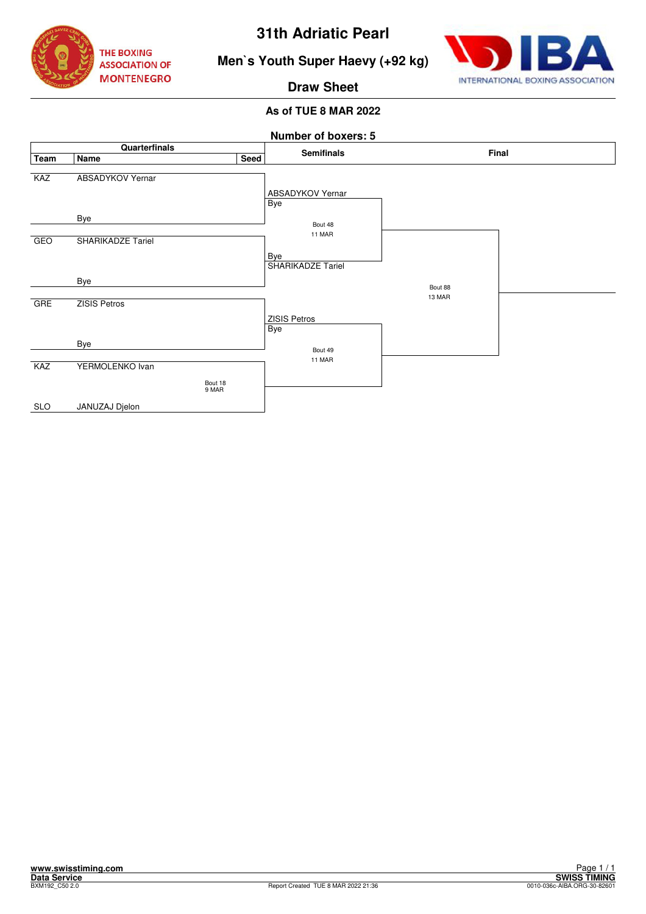# 31th Adriatic Pearl

THE BOXING ASSOCIATION OF MONTENEGRO

INTERNATIONAL BOXING ASSOCIATION

## Men`s Youth Super Haevy (+92 kg)

## Draw Sheet

### As of TUE 8 MAR 2022

**Number of boxers: 5**

| Team | Name | Seed | Semifinals | Final |
|---|---|---|---|---|
| KAZ | ABSADYKOV Yernar | | | |
| | Bye | | ABSADYKOV Yernar / Bye — Bout 48, 11 MAR | |
| GEO | SHARIKADZE Tariel | | | |
| | Bye | | Bye / SHARIKADZE Tariel | Bout 88, 13 MAR |
| GRE | ZISIS Petros | | | |
| | Bye | | ZISIS Petros / Bye — Bout 49, 11 MAR | |
| KAZ | YERMOLENKO Ivan | Bout 18, 9 MAR | | |
| SLO | JANUZAJ Djelon | | | |

www.swisstiming.com
Data Service
BXM192_C50 2.0

Report Created TUE 8 MAR 2022 21:36

SWISS TIMING
0010-036c-AIBA.ORG-30-82601